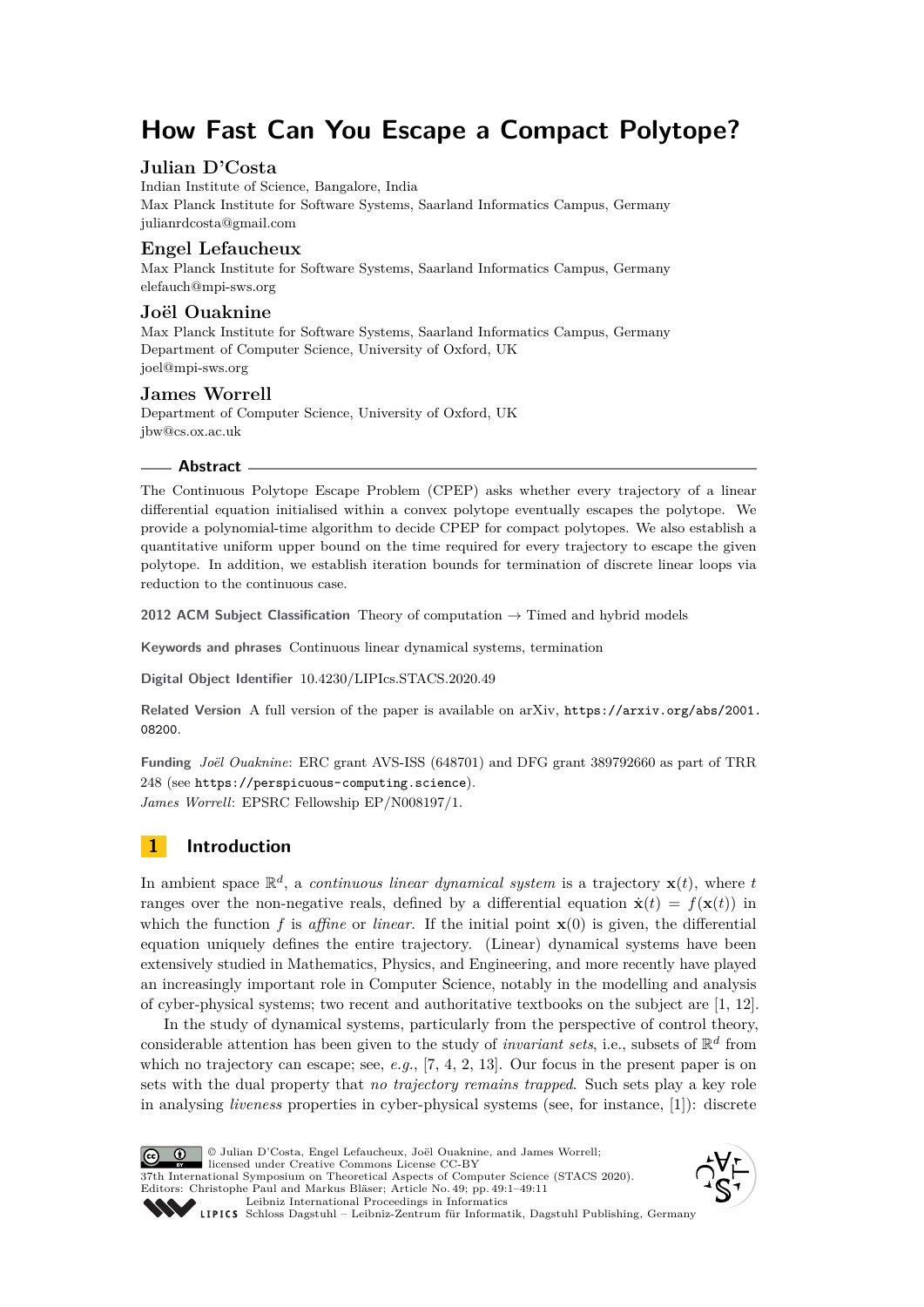# How Fast Can You Escape a Compact Polytope?

## Julian D'Costa

Indian Institute of Science, Bangalore, India
Max Planck Institute for Software Systems, Saarland Informatics Campus, Germany
julianrdcosta@gmail.com

## Engel Lefaucheux

Max Planck Institute for Software Systems, Saarland Informatics Campus, Germany
elefauch@mpi-sws.org

## Joël Ouaknine

Max Planck Institute for Software Systems, Saarland Informatics Campus, Germany
Department of Computer Science, University of Oxford, UK
joel@mpi-sws.org

## James Worrell

Department of Computer Science, University of Oxford, UK
jbw@cs.ox.ac.uk

### Abstract

The Continuous Polytope Escape Problem (CPEP) asks whether every trajectory of a linear differential equation initialised within a convex polytope eventually escapes the polytope. We provide a polynomial-time algorithm to decide CPEP for compact polytopes. We also establish a quantitative uniform upper bound on the time required for every trajectory to escape the given polytope. In addition, we establish iteration bounds for termination of discrete linear loops via reduction to the continuous case.

**2012 ACM Subject Classification** Theory of computation → Timed and hybrid models

**Keywords and phrases** Continuous linear dynamical systems, termination

**Digital Object Identifier** 10.4230/LIPIcs.STACS.2020.49

**Related Version** A full version of the paper is available on arXiv, https://arxiv.org/abs/2001.08200.

**Funding** *Joël Ouaknine*: ERC grant AVS-ISS (648701) and DFG grant 389792660 as part of TRR 248 (see https://perspicuous-computing.science).
*James Worrell*: EPSRC Fellowship EP/N008197/1.

## 1 Introduction

In ambient space $\mathbb{R}^d$, a *continuous linear dynamical system* is a trajectory $\mathbf{x}(t)$, where $t$ ranges over the non-negative reals, defined by a differential equation $\dot{\mathbf{x}}(t) = f(\mathbf{x}(t))$ in which the function $f$ is *affine* or *linear*. If the initial point $\mathbf{x}(0)$ is given, the differential equation uniquely defines the entire trajectory. (Linear) dynamical systems have been extensively studied in Mathematics, Physics, and Engineering, and more recently have played an increasingly important role in Computer Science, notably in the modelling and analysis of cyber-physical systems; two recent and authoritative textbooks on the subject are [1, 12].

In the study of dynamical systems, particularly from the perspective of control theory, considerable attention has been given to the study of *invariant sets*, i.e., subsets of $\mathbb{R}^d$ from which no trajectory can escape; see, *e.g.*, [7, 4, 2, 13]. Our focus in the present paper is on sets with the dual property that *no trajectory remains trapped*. Such sets play a key role in analysing *liveness* properties in cyber-physical systems (see, for instance, [1]): discrete

© Julian D'Costa, Engel Lefaucheux, Joël Ouaknine, and James Worrell;
licensed under Creative Commons License CC-BY
37th International Symposium on Theoretical Aspects of Computer Science (STACS 2020).
Editors: Christophe Paul and Markus Bläser; Article No. 49; pp. 49:1–49:11
Leibniz International Proceedings in Informatics
LIPICS Schloss Dagstuhl – Leibniz-Zentrum für Informatik, Dagstuhl Publishing, Germany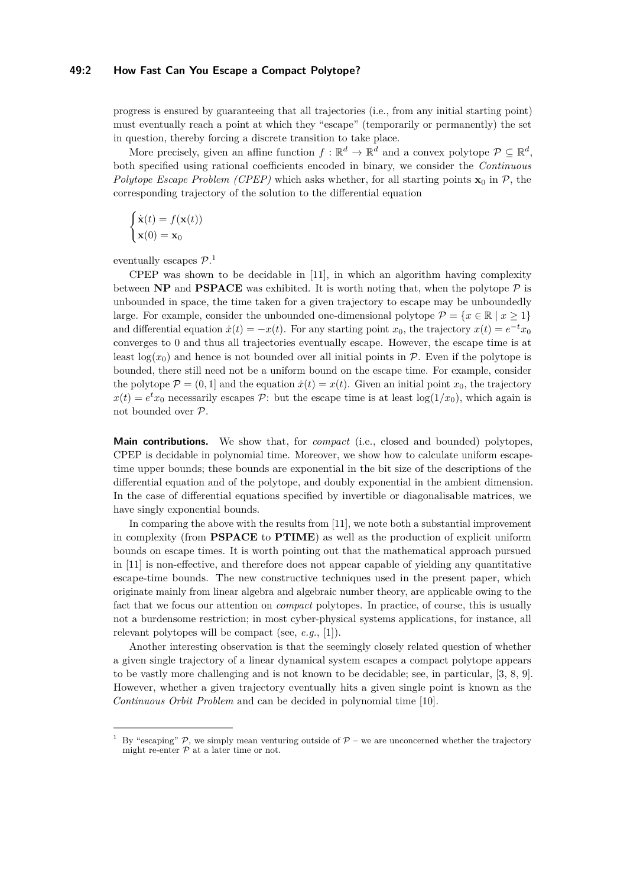progress is ensured by guaranteeing that all trajectories (i.e., from any initial starting point) must eventually reach a point at which they "escape" (temporarily or permanently) the set in question, thereby forcing a discrete transition to take place.

More precisely, given an affine function $f : \mathbb{R}^d \to \mathbb{R}^d$ and a convex polytope $\mathcal{P} \subseteq \mathbb{R}^d$, both specified using rational coefficients encoded in binary, we consider the *Continuous Polytope Escape Problem (CPEP)* which asks whether, for all starting points $\mathbf{x}_0$ in $\mathcal{P}$, the corresponding trajectory of the solution to the differential equation

$$\begin{cases} \dot{\mathbf{x}}(t) = f(\mathbf{x}(t)) \\ \mathbf{x}(0) = \mathbf{x}_0 \end{cases}$$

eventually escapes $\mathcal{P}$.[1]

CPEP was shown to be decidable in [11], in which an algorithm having complexity between **NP** and **PSPACE** was exhibited. It is worth noting that, when the polytope $\mathcal{P}$ is unbounded in space, the time taken for a given trajectory to escape may be unboundedly large. For example, consider the unbounded one-dimensional polytope $\mathcal{P} = \{x \in \mathbb{R} \mid x \geq 1\}$ and differential equation $\dot{x}(t) = -x(t)$. For any starting point $x_0$, the trajectory $x(t) = e^{-t}x_0$ converges to 0 and thus all trajectories eventually escape. However, the escape time is at least $\log(x_0)$ and hence is not bounded over all initial points in $\mathcal{P}$. Even if the polytope is bounded, there still need not be a uniform bound on the escape time. For example, consider the polytope $\mathcal{P} = (0, 1]$ and the equation $\dot{x}(t) = x(t)$. Given an initial point $x_0$, the trajectory $x(t) = e^t x_0$ necessarily escapes $\mathcal{P}$: but the escape time is at least $\log(1/x_0)$, which again is not bounded over $\mathcal{P}$.

**Main contributions.** We show that, for *compact* (i.e., closed and bounded) polytopes, CPEP is decidable in polynomial time. Moreover, we show how to calculate uniform escape-time upper bounds; these bounds are exponential in the bit size of the descriptions of the differential equation and of the polytope, and doubly exponential in the ambient dimension. In the case of differential equations specified by invertible or diagonalisable matrices, we have singly exponential bounds.

In comparing the above with the results from [11], we note both a substantial improvement in complexity (from **PSPACE** to **PTIME**) as well as the production of explicit uniform bounds on escape times. It is worth pointing out that the mathematical approach pursued in [11] is non-effective, and therefore does not appear capable of yielding any quantitative escape-time bounds. The new constructive techniques used in the present paper, which originate mainly from linear algebra and algebraic number theory, are applicable owing to the fact that we focus our attention on *compact* polytopes. In practice, of course, this is usually not a burdensome restriction; in most cyber-physical systems applications, for instance, all relevant polytopes will be compact (see, *e.g.*, [1]).

Another interesting observation is that the seemingly closely related question of whether a given single trajectory of a linear dynamical system escapes a compact polytope appears to be vastly more challenging and is not known to be decidable; see, in particular, [3, 8, 9]. However, whether a given trajectory eventually hits a given single point is known as the *Continuous Orbit Problem* and can be decided in polynomial time [10].

[1] By "escaping" $\mathcal{P}$, we simply mean venturing outside of $\mathcal{P}$ – we are unconcerned whether the trajectory might re-enter $\mathcal{P}$ at a later time or not.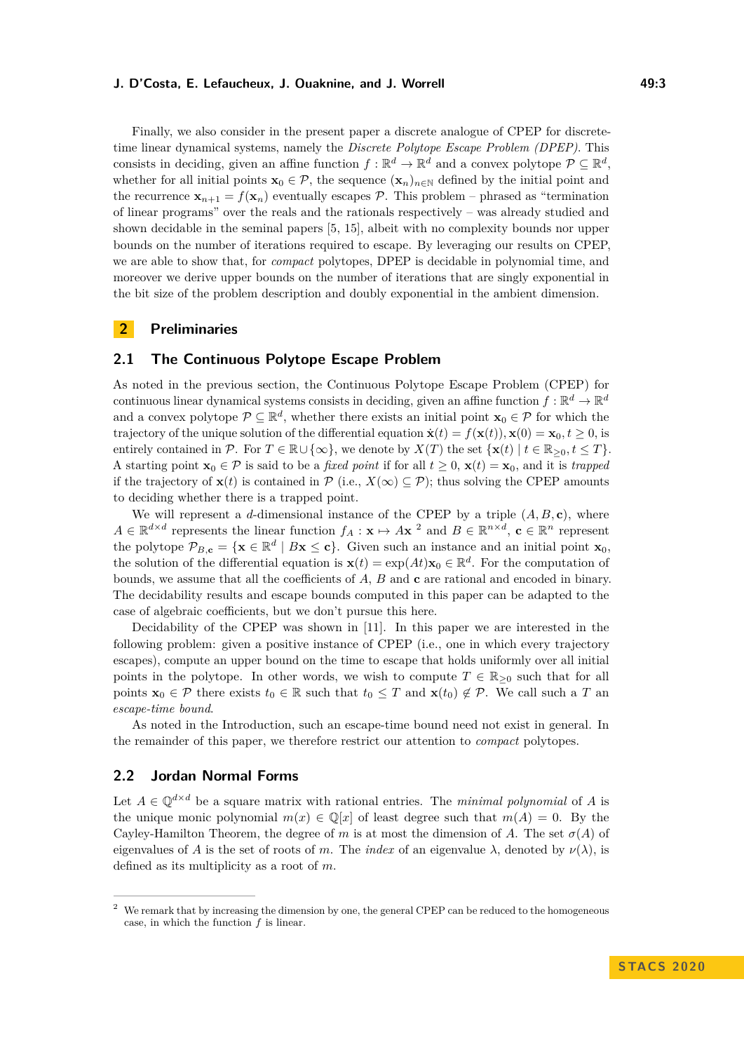Finally, we also consider in the present paper a discrete analogue of CPEP for discrete-time linear dynamical systems, namely the *Discrete Polytope Escape Problem (DPEP)*. This consists in deciding, given an affine function $f : \mathbb{R}^d \to \mathbb{R}^d$ and a convex polytope $\mathcal{P} \subseteq \mathbb{R}^d$, whether for all initial points $\mathbf{x}_0 \in \mathcal{P}$, the sequence $(\mathbf{x}_n)_{n \in \mathbb{N}}$ defined by the initial point and the recurrence $\mathbf{x}_{n+1} = f(\mathbf{x}_n)$ eventually escapes $\mathcal{P}$. This problem – phrased as "termination of linear programs" over the reals and the rationals respectively – was already studied and shown decidable in the seminal papers [5, 15], albeit with no complexity bounds nor upper bounds on the number of iterations required to escape. By leveraging our results on CPEP, we are able to show that, for *compact* polytopes, DPEP is decidable in polynomial time, and moreover we derive upper bounds on the number of iterations that are singly exponential in the bit size of the problem description and doubly exponential in the ambient dimension.

## 2 Preliminaries

### 2.1 The Continuous Polytope Escape Problem

As noted in the previous section, the Continuous Polytope Escape Problem (CPEP) for continuous linear dynamical systems consists in deciding, given an affine function $f : \mathbb{R}^d \to \mathbb{R}^d$ and a convex polytope $\mathcal{P} \subseteq \mathbb{R}^d$, whether there exists an initial point $\mathbf{x}_0 \in \mathcal{P}$ for which the trajectory of the unique solution of the differential equation $\dot{\mathbf{x}}(t) = f(\mathbf{x}(t)), \mathbf{x}(0) = \mathbf{x}_0, t \geq 0$, is entirely contained in $\mathcal{P}$. For $T \in \mathbb{R} \cup \{\infty\}$, we denote by $X(T)$ the set $\{\mathbf{x}(t) \mid t \in \mathbb{R}_{\geq 0}, t \leq T\}$. A starting point $\mathbf{x}_0 \in \mathcal{P}$ is said to be a *fixed point* if for all $t \geq 0$, $\mathbf{x}(t) = \mathbf{x}_0$, and it is *trapped* if the trajectory of $\mathbf{x}(t)$ is contained in $\mathcal{P}$ (i.e., $X(\infty) \subseteq \mathcal{P}$); thus solving the CPEP amounts to deciding whether there is a trapped point.

We will represent a $d$-dimensional instance of the CPEP by a triple $(A, B, \mathbf{c})$, where $A \in \mathbb{R}^{d \times d}$ represents the linear function $f_A : \mathbf{x} \mapsto A\mathbf{x}$ [2] and $B \in \mathbb{R}^{n \times d}$, $\mathbf{c} \in \mathbb{R}^n$ represent the polytope $\mathcal{P}_{B,\mathbf{c}} = \{\mathbf{x} \in \mathbb{R}^d \mid B\mathbf{x} \leq \mathbf{c}\}$. Given such an instance and an initial point $\mathbf{x}_0$, the solution of the differential equation is $\mathbf{x}(t) = \exp(At)\mathbf{x}_0 \in \mathbb{R}^d$. For the computation of bounds, we assume that all the coefficients of $A$, $B$ and $\mathbf{c}$ are rational and encoded in binary. The decidability results and escape bounds computed in this paper can be adapted to the case of algebraic coefficients, but we don't pursue this here.

Decidability of the CPEP was shown in [11]. In this paper we are interested in the following problem: given a positive instance of CPEP (i.e., one in which every trajectory escapes), compute an upper bound on the time to escape that holds uniformly over all initial points in the polytope. In other words, we wish to compute $T \in \mathbb{R}_{\geq 0}$ such that for all points $\mathbf{x}_0 \in \mathcal{P}$ there exists $t_0 \in \mathbb{R}$ such that $t_0 \leq T$ and $\mathbf{x}(t_0) \notin \mathcal{P}$. We call such a $T$ an *escape-time bound*.

As noted in the Introduction, such an escape-time bound need not exist in general. In the remainder of this paper, we therefore restrict our attention to *compact* polytopes.

### 2.2 Jordan Normal Forms

Let $A \in \mathbb{Q}^{d \times d}$ be a square matrix with rational entries. The *minimal polynomial* of $A$ is the unique monic polynomial $m(x) \in \mathbb{Q}[x]$ of least degree such that $m(A) = 0$. By the Cayley-Hamilton Theorem, the degree of $m$ is at most the dimension of $A$. The set $\sigma(A)$ of eigenvalues of $A$ is the set of roots of $m$. The *index* of an eigenvalue $\lambda$, denoted by $\nu(\lambda)$, is defined as its multiplicity as a root of $m$.

[2] We remark that by increasing the dimension by one, the general CPEP can be reduced to the homogeneous case, in which the function $f$ is linear.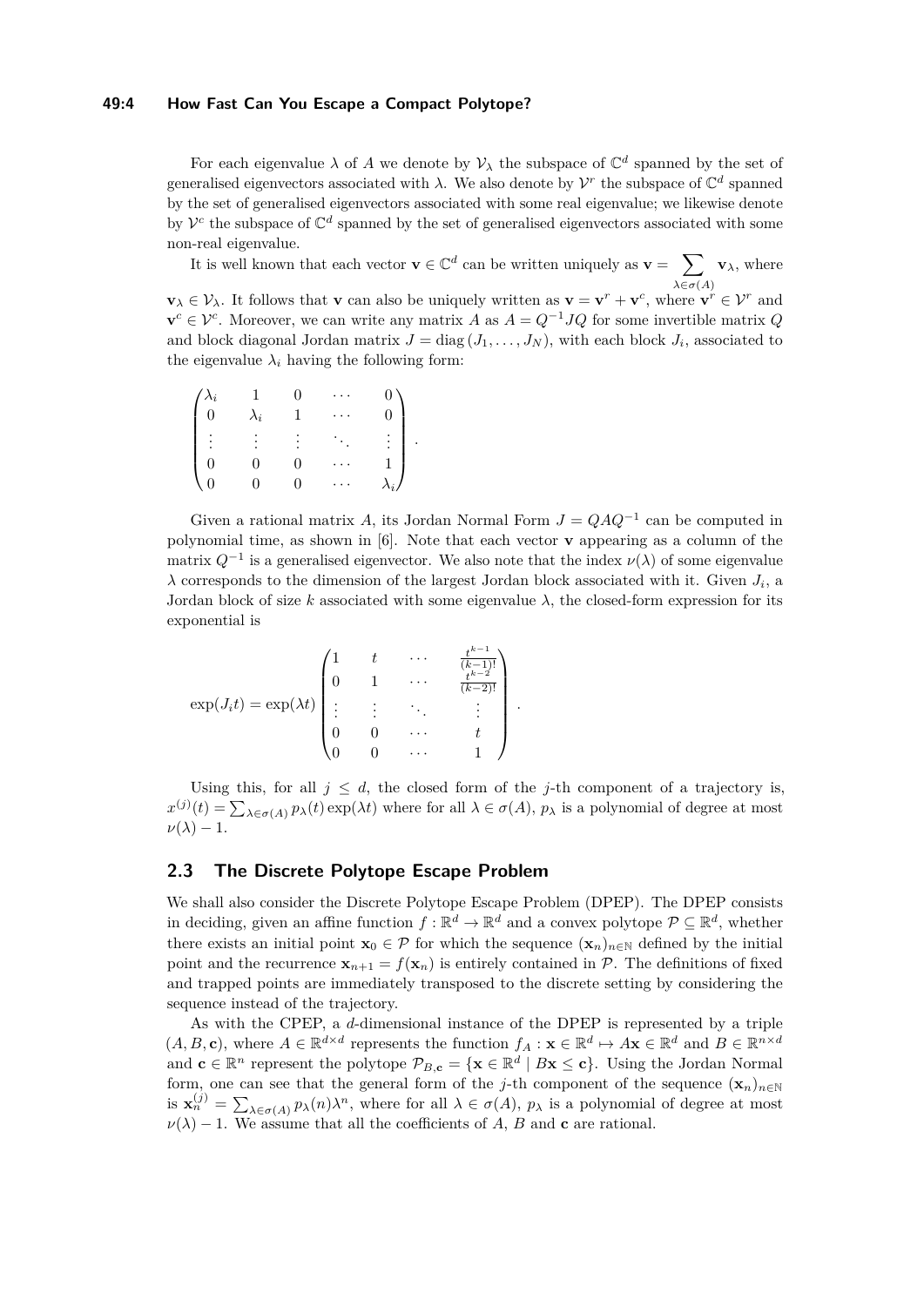For each eigenvalue $\lambda$ of $A$ we denote by $\mathcal{V}_\lambda$ the subspace of $\mathbb{C}^d$ spanned by the set of generalised eigenvectors associated with $\lambda$. We also denote by $\mathcal{V}^r$ the subspace of $\mathbb{C}^d$ spanned by the set of generalised eigenvectors associated with some real eigenvalue; we likewise denote by $\mathcal{V}^c$ the subspace of $\mathbb{C}^d$ spanned by the set of generalised eigenvectors associated with some non-real eigenvalue.

It is well known that each vector $\mathbf{v} \in \mathbb{C}^d$ can be written uniquely as $\mathbf{v} = \sum_{\lambda \in \sigma(A)} \mathbf{v}_\lambda$, where $\mathbf{v}_\lambda \in \mathcal{V}_\lambda$. It follows that $\mathbf{v}$ can also be uniquely written as $\mathbf{v} = \mathbf{v}^r + \mathbf{v}^c$, where $\mathbf{v}^r \in \mathcal{V}^r$ and $\mathbf{v}^c \in \mathcal{V}^c$. Moreover, we can write any matrix $A$ as $A = Q^{-1}JQ$ for some invertible matrix $Q$ and block diagonal Jordan matrix $J = \operatorname{diag}(J_1, \ldots, J_N)$, with each block $J_i$, associated to the eigenvalue $\lambda_i$ having the following form:

$$
\begin{pmatrix}
\lambda_i & 1 & 0 & \cdots & 0 \\
0 & \lambda_i & 1 & \cdots & 0 \\
\vdots & \vdots & \vdots & \ddots & \vdots \\
0 & 0 & 0 & \cdots & 1 \\
0 & 0 & 0 & \cdots & \lambda_i
\end{pmatrix}.
$$

Given a rational matrix $A$, its Jordan Normal Form $J = QAQ^{-1}$ can be computed in polynomial time, as shown in [6]. Note that each vector $\mathbf{v}$ appearing as a column of the matrix $Q^{-1}$ is a generalised eigenvector. We also note that the index $\nu(\lambda)$ of some eigenvalue $\lambda$ corresponds to the dimension of the largest Jordan block associated with it. Given $J_i$, a Jordan block of size $k$ associated with some eigenvalue $\lambda$, the closed-form expression for its exponential is

$$
\exp(J_i t) = \exp(\lambda t)
\begin{pmatrix}
1 & t & \cdots & \frac{t^{k-1}}{(k-1)!} \\
0 & 1 & \cdots & \frac{t^{k-2}}{(k-2)!} \\
\vdots & \vdots & \ddots & \vdots \\
0 & 0 & \cdots & t \\
0 & 0 & \cdots & 1
\end{pmatrix}.
$$

Using this, for all $j \leq d$, the closed form of the $j$-th component of a trajectory is, $x^{(j)}(t) = \sum_{\lambda \in \sigma(A)} p_\lambda(t) \exp(\lambda t)$ where for all $\lambda \in \sigma(A)$, $p_\lambda$ is a polynomial of degree at most $\nu(\lambda) - 1$.

## 2.3 The Discrete Polytope Escape Problem

We shall also consider the Discrete Polytope Escape Problem (DPEP). The DPEP consists in deciding, given an affine function $f : \mathbb{R}^d \to \mathbb{R}^d$ and a convex polytope $\mathcal{P} \subseteq \mathbb{R}^d$, whether there exists an initial point $\mathbf{x}_0 \in \mathcal{P}$ for which the sequence $(\mathbf{x}_n)_{n \in \mathbb{N}}$ defined by the initial point and the recurrence $\mathbf{x}_{n+1} = f(\mathbf{x}_n)$ is entirely contained in $\mathcal{P}$. The definitions of fixed and trapped points are immediately transposed to the discrete setting by considering the sequence instead of the trajectory.

As with the CPEP, a $d$-dimensional instance of the DPEP is represented by a triple $(A, B, \mathbf{c})$, where $A \in \mathbb{R}^{d \times d}$ represents the function $f_A : \mathbf{x} \in \mathbb{R}^d \mapsto A\mathbf{x} \in \mathbb{R}^d$ and $B \in \mathbb{R}^{n \times d}$ and $\mathbf{c} \in \mathbb{R}^n$ represent the polytope $\mathcal{P}_{B,\mathbf{c}} = \{\mathbf{x} \in \mathbb{R}^d \mid B\mathbf{x} \leq \mathbf{c}\}$. Using the Jordan Normal form, one can see that the general form of the $j$-th component of the sequence $(\mathbf{x}_n)_{n \in \mathbb{N}}$ is $\mathbf{x}_n^{(j)} = \sum_{\lambda \in \sigma(A)} p_\lambda(n) \lambda^n$, where for all $\lambda \in \sigma(A)$, $p_\lambda$ is a polynomial of degree at most $\nu(\lambda) - 1$. We assume that all the coefficients of $A$, $B$ and $\mathbf{c}$ are rational.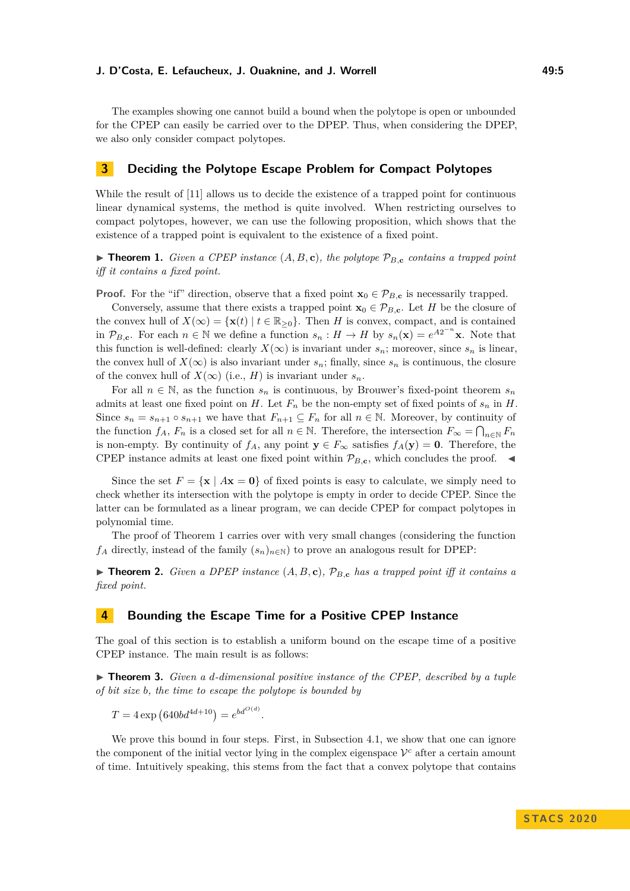The examples showing one cannot build a bound when the polytope is open or unbounded for the CPEP can easily be carried over to the DPEP. Thus, when considering the DPEP, we also only consider compact polytopes.

## 3 Deciding the Polytope Escape Problem for Compact Polytopes

While the result of [11] allows us to decide the existence of a trapped point for continuous linear dynamical systems, the method is quite involved. When restricting ourselves to compact polytopes, however, we can use the following proposition, which shows that the existence of a trapped point is equivalent to the existence of a fixed point.

▶ **Theorem 1.** *Given a CPEP instance $(A, B, \mathbf{c})$, the polytope $\mathcal{P}_{B,\mathbf{c}}$ contains a trapped point iff it contains a fixed point.*

**Proof.** For the "if" direction, observe that a fixed point $\mathbf{x}_0 \in \mathcal{P}_{B,\mathbf{c}}$ is necessarily trapped.

Conversely, assume that there exists a trapped point $\mathbf{x}_0 \in \mathcal{P}_{B,\mathbf{c}}$. Let $H$ be the closure of the convex hull of $X(\infty) = \{\mathbf{x}(t) \mid t \in \mathbb{R}_{\geq 0}\}$. Then $H$ is convex, compact, and is contained in $\mathcal{P}_{B,\mathbf{c}}$. For each $n \in \mathbb{N}$ we define a function $s_n : H \to H$ by $s_n(\mathbf{x}) = e^{A2^{-n}}\mathbf{x}$. Note that this function is well-defined: clearly $X(\infty)$ is invariant under $s_n$; moreover, since $s_n$ is linear, the convex hull of $X(\infty)$ is also invariant under $s_n$; finally, since $s_n$ is continuous, the closure of the convex hull of $X(\infty)$ (i.e., $H$) is invariant under $s_n$.

For all $n \in \mathbb{N}$, as the function $s_n$ is continuous, by Brouwer's fixed-point theorem $s_n$ admits at least one fixed point on $H$. Let $F_n$ be the non-empty set of fixed points of $s_n$ in $H$. Since $s_n = s_{n+1} \circ s_{n+1}$ we have that $F_{n+1} \subseteq F_n$ for all $n \in \mathbb{N}$. Moreover, by continuity of the function $f_A$, $F_n$ is a closed set for all $n \in \mathbb{N}$. Therefore, the intersection $F_\infty = \bigcap_{n\in\mathbb{N}} F_n$ is non-empty. By continuity of $f_A$, any point $\mathbf{y} \in F_\infty$ satisfies $f_A(\mathbf{y}) = \mathbf{0}$. Therefore, the CPEP instance admits at least one fixed point within $\mathcal{P}_{B,\mathbf{c}}$, which concludes the proof. ◀

Since the set $F = \{\mathbf{x} \mid A\mathbf{x} = \mathbf{0}\}$ of fixed points is easy to calculate, we simply need to check whether its intersection with the polytope is empty in order to decide CPEP. Since the latter can be formulated as a linear program, we can decide CPEP for compact polytopes in polynomial time.

The proof of Theorem 1 carries over with very small changes (considering the function $f_A$ directly, instead of the family $(s_n)_{n\in\mathbb{N}}$) to prove an analogous result for DPEP:

▶ **Theorem 2.** *Given a DPEP instance $(A, B, \mathbf{c})$, $\mathcal{P}_{B,\mathbf{c}}$ has a trapped point iff it contains a fixed point.*

## 4 Bounding the Escape Time for a Positive CPEP Instance

The goal of this section is to establish a uniform bound on the escape time of a positive CPEP instance. The main result is as follows:

▶ **Theorem 3.** *Given a $d$-dimensional positive instance of the CPEP, described by a tuple of bit size $b$, the time to escape the polytope is bounded by*

$$T = 4\exp\left(640bd^{4d+10}\right) = e^{bd^{O(d)}}.$$

We prove this bound in four steps. First, in Subsection 4.1, we show that one can ignore the component of the initial vector lying in the complex eigenspace $\mathcal{V}^c$ after a certain amount of time. Intuitively speaking, this stems from the fact that a convex polytope that contains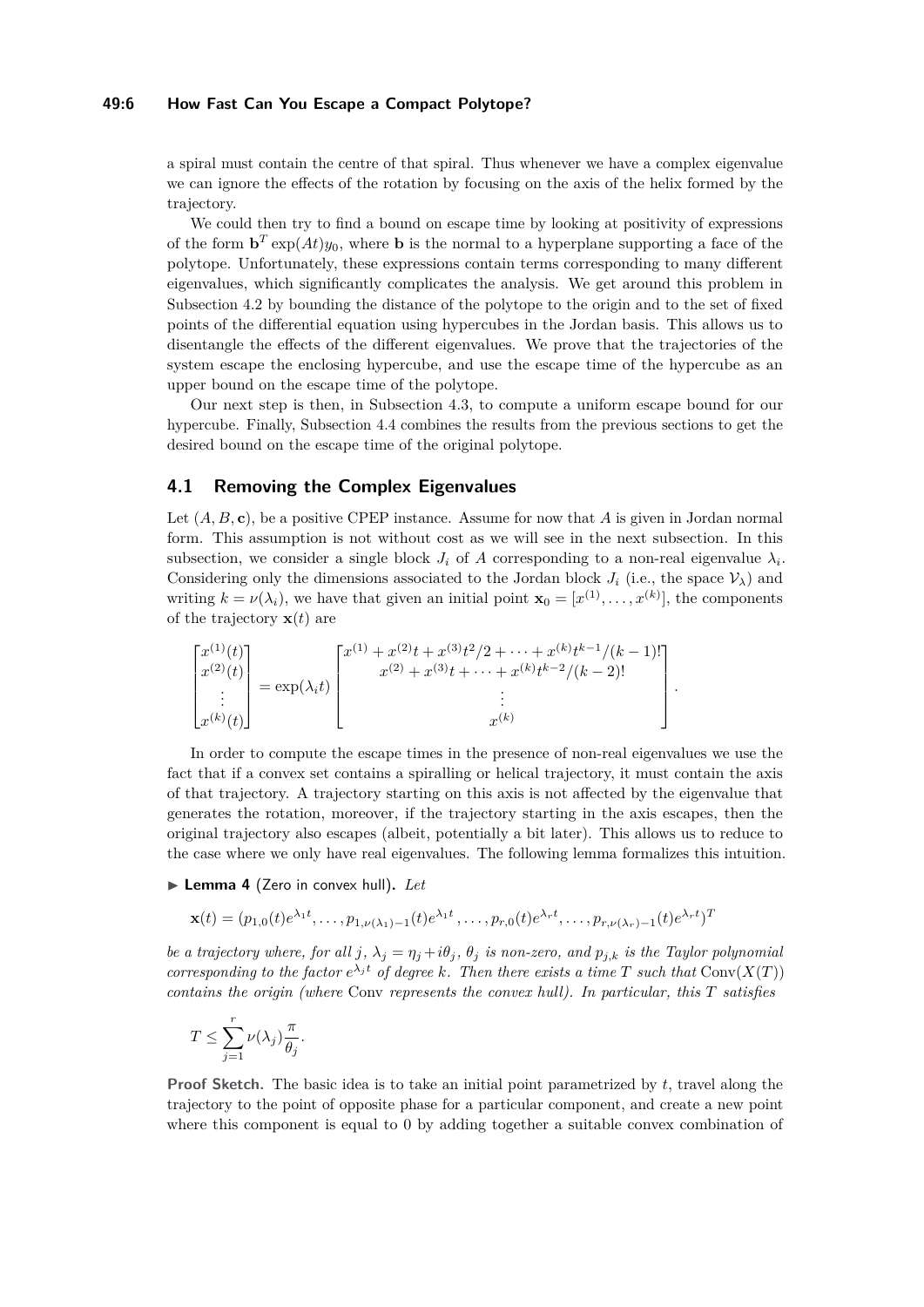a spiral must contain the centre of that spiral. Thus whenever we have a complex eigenvalue we can ignore the effects of the rotation by focusing on the axis of the helix formed by the trajectory.

We could then try to find a bound on escape time by looking at positivity of expressions of the form $\mathbf{b}^T \exp(At)y_0$, where $\mathbf{b}$ is the normal to a hyperplane supporting a face of the polytope. Unfortunately, these expressions contain terms corresponding to many different eigenvalues, which significantly complicates the analysis. We get around this problem in Subsection 4.2 by bounding the distance of the polytope to the origin and to the set of fixed points of the differential equation using hypercubes in the Jordan basis. This allows us to disentangle the effects of the different eigenvalues. We prove that the trajectories of the system escape the enclosing hypercube, and use the escape time of the hypercube as an upper bound on the escape time of the polytope.

Our next step is then, in Subsection 4.3, to compute a uniform escape bound for our hypercube. Finally, Subsection 4.4 combines the results from the previous sections to get the desired bound on the escape time of the original polytope.

## 4.1 Removing the Complex Eigenvalues

Let $(A, B, \mathbf{c})$, be a positive CPEP instance. Assume for now that $A$ is given in Jordan normal form. This assumption is not without cost as we will see in the next subsection. In this subsection, we consider a single block $J_i$ of $A$ corresponding to a non-real eigenvalue $\lambda_i$. Considering only the dimensions associated to the Jordan block $J_i$ (i.e., the space $\mathcal{V}_\lambda$) and writing $k = \nu(\lambda_i)$, we have that given an initial point $\mathbf{x}_0 = [x^{(1)}, \ldots, x^{(k)}]$, the components of the trajectory $\mathbf{x}(t)$ are

$$\begin{bmatrix} x^{(1)}(t) \\ x^{(2)}(t) \\ \vdots \\ x^{(k)}(t) \end{bmatrix} = \exp(\lambda_i t) \begin{bmatrix} x^{(1)} + x^{(2)}t + x^{(3)}t^2/2 + \cdots + x^{(k)}t^{k-1}/(k-1)! \\ x^{(2)} + x^{(3)}t + \cdots + x^{(k)}t^{k-2}/(k-2)! \\ \vdots \\ x^{(k)} \end{bmatrix}.$$

In order to compute the escape times in the presence of non-real eigenvalues we use the fact that if a convex set contains a spiralling or helical trajectory, it must contain the axis of that trajectory. A trajectory starting on this axis is not affected by the eigenvalue that generates the rotation, moreover, if the trajectory starting in the axis escapes, then the original trajectory also escapes (albeit, potentially a bit later). This allows us to reduce to the case where we only have real eigenvalues. The following lemma formalizes this intuition.

▶ **Lemma 4** (Zero in convex hull)**.** *Let*

$$\mathbf{x}(t) = (p_{1,0}(t)e^{\lambda_1 t}, \ldots, p_{1,\nu(\lambda_1)-1}(t)e^{\lambda_1 t}, \ldots, p_{r,0}(t)e^{\lambda_r t}, \ldots, p_{r,\nu(\lambda_r)-1}(t)e^{\lambda_r t})^T$$

*be a trajectory where, for all $j$, $\lambda_j = \eta_j + i\theta_j$, $\theta_j$ is non-zero, and $p_{j,k}$ is the Taylor polynomial corresponding to the factor $e^{\lambda_j t}$ of degree $k$. Then there exists a time $T$ such that $\mathrm{Conv}(X(T))$ contains the origin (where* Conv *represents the convex hull). In particular, this $T$ satisfies*

$$T \leq \sum_{j=1}^{r} \nu(\lambda_j) \frac{\pi}{\theta_j}.$$

**Proof Sketch.** The basic idea is to take an initial point parametrized by $t$, travel along the trajectory to the point of opposite phase for a particular component, and create a new point where this component is equal to 0 by adding together a suitable convex combination of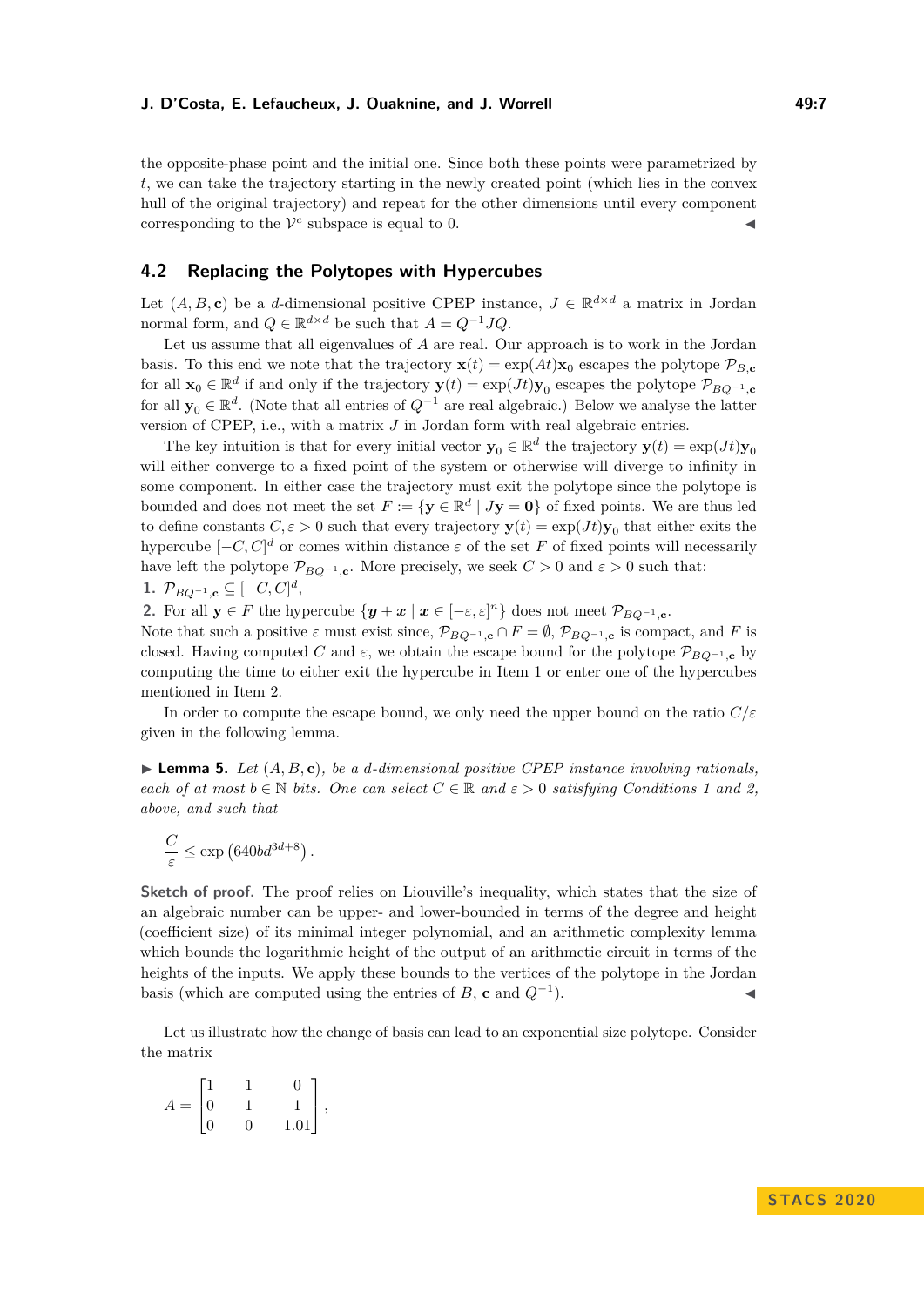the opposite-phase point and the initial one. Since both these points were parametrized by $t$, we can take the trajectory starting in the newly created point (which lies in the convex hull of the original trajectory) and repeat for the other dimensions until every component corresponding to the $\mathcal{V}^c$ subspace is equal to 0. ◀

## 4.2 Replacing the Polytopes with Hypercubes

Let $(A, B, \mathbf{c})$ be a $d$-dimensional positive CPEP instance, $J \in \mathbb{R}^{d\times d}$ a matrix in Jordan normal form, and $Q \in \mathbb{R}^{d\times d}$ be such that $A = Q^{-1}JQ$.

Let us assume that all eigenvalues of $A$ are real. Our approach is to work in the Jordan basis. To this end we note that the trajectory $\mathbf{x}(t) = \exp(At)\mathbf{x}_0$ escapes the polytope $\mathcal{P}_{B,\mathbf{c}}$ for all $\mathbf{x}_0 \in \mathbb{R}^d$ if and only if the trajectory $\mathbf{y}(t) = \exp(Jt)\mathbf{y}_0$ escapes the polytope $\mathcal{P}_{BQ^{-1},\mathbf{c}}$ for all $\mathbf{y}_0 \in \mathbb{R}^d$. (Note that all entries of $Q^{-1}$ are real algebraic.) Below we analyse the latter version of CPEP, i.e., with a matrix $J$ in Jordan form with real algebraic entries.

The key intuition is that for every initial vector $\mathbf{y}_0 \in \mathbb{R}^d$ the trajectory $\mathbf{y}(t) = \exp(Jt)\mathbf{y}_0$ will either converge to a fixed point of the system or otherwise will diverge to infinity in some component. In either case the trajectory must exit the polytope since the polytope is bounded and does not meet the set $F := \{\mathbf{y} \in \mathbb{R}^d \mid J\mathbf{y} = \mathbf{0}\}$ of fixed points. We are thus led to define constants $C, \varepsilon > 0$ such that every trajectory $\mathbf{y}(t) = \exp(Jt)\mathbf{y}_0$ that either exits the hypercube $[-C, C]^d$ or comes within distance $\varepsilon$ of the set $F$ of fixed points will necessarily have left the polytope $\mathcal{P}_{BQ^{-1},\mathbf{c}}$. More precisely, we seek $C > 0$ and $\varepsilon > 0$ such that:

1. $\mathcal{P}_{BQ^{-1},\mathbf{c}} \subseteq [-C, C]^d$,
2. For all $\mathbf{y} \in F$ the hypercube $\{\boldsymbol{y} + \boldsymbol{x} \mid \boldsymbol{x} \in [-\varepsilon, \varepsilon]^n\}$ does not meet $\mathcal{P}_{BQ^{-1},\mathbf{c}}$.

Note that such a positive $\varepsilon$ must exist since, $\mathcal{P}_{BQ^{-1},\mathbf{c}} \cap F = \emptyset$, $\mathcal{P}_{BQ^{-1},\mathbf{c}}$ is compact, and $F$ is closed. Having computed $C$ and $\varepsilon$, we obtain the escape bound for the polytope $\mathcal{P}_{BQ^{-1},\mathbf{c}}$ by computing the time to either exit the hypercube in Item 1 or enter one of the hypercubes mentioned in Item 2.

In order to compute the escape bound, we only need the upper bound on the ratio $C/\varepsilon$ given in the following lemma.

▶ **Lemma 5.** *Let $(A, B, \mathbf{c})$, be a $d$-dimensional positive CPEP instance involving rationals, each of at most $b \in \mathbb{N}$ bits. One can select $C \in \mathbb{R}$ and $\varepsilon > 0$ satisfying Conditions 1 and 2, above, and such that*

$$\frac{C}{\varepsilon} \leq \exp\left(640bd^{3d+8}\right).$$

**Sketch of proof.** The proof relies on Liouville's inequality, which states that the size of an algebraic number can be upper- and lower-bounded in terms of the degree and height (coefficient size) of its minimal integer polynomial, and an arithmetic complexity lemma which bounds the logarithmic height of the output of an arithmetic circuit in terms of the heights of the inputs. We apply these bounds to the vertices of the polytope in the Jordan basis (which are computed using the entries of $B$, $\mathbf{c}$ and $Q^{-1}$). ◀

Let us illustrate how the change of basis can lead to an exponential size polytope. Consider the matrix

$$A = \begin{bmatrix} 1 & 1 & 0 \\ 0 & 1 & 1 \\ 0 & 0 & 1.01 \end{bmatrix},$$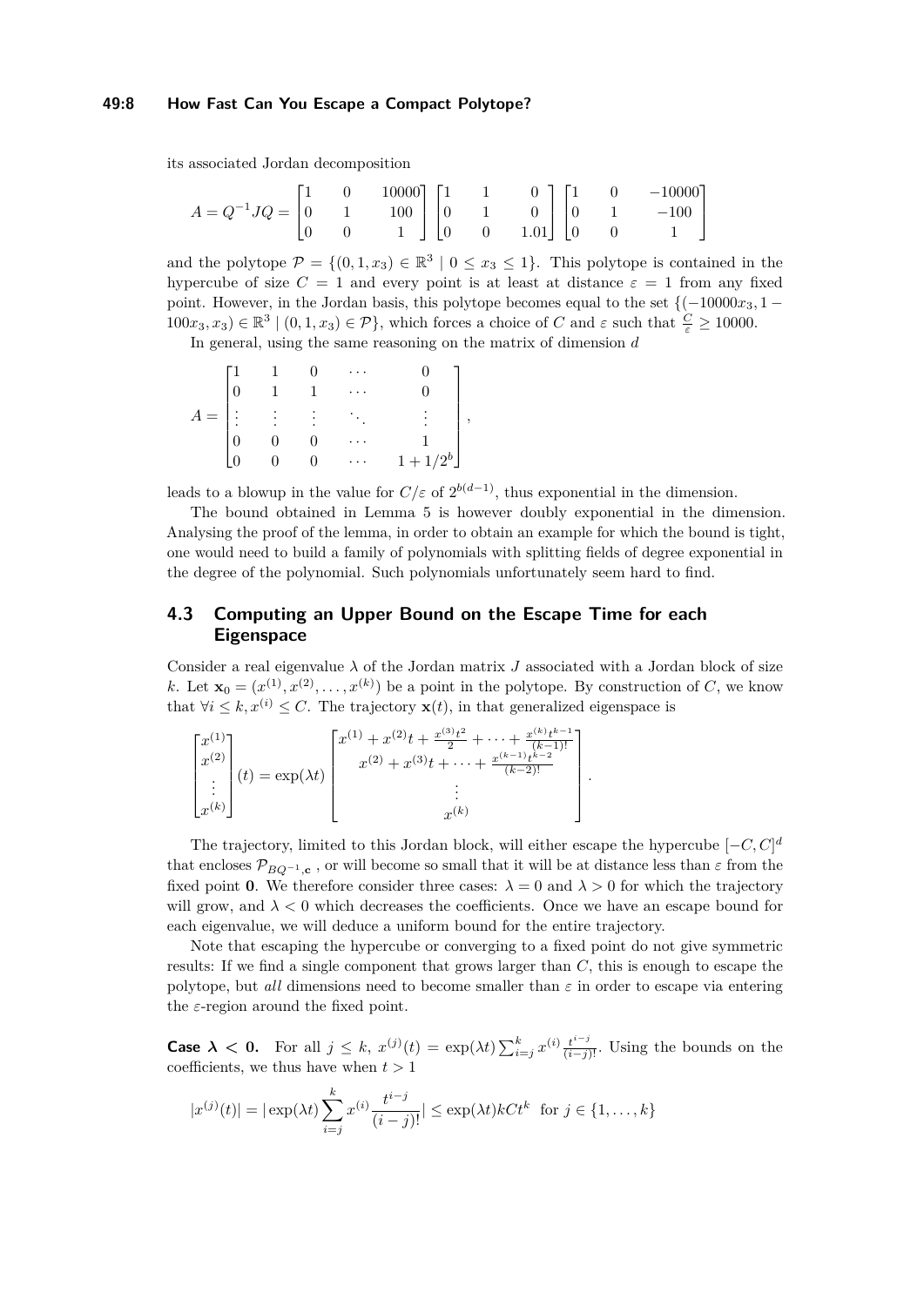its associated Jordan decomposition

$$A = Q^{-1}JQ = \begin{bmatrix} 1 & 0 & 10000 \\ 0 & 1 & 100 \\ 0 & 0 & 1 \end{bmatrix} \begin{bmatrix} 1 & 1 & 0 \\ 0 & 1 & 0 \\ 0 & 0 & 1.01 \end{bmatrix} \begin{bmatrix} 1 & 0 & -10000 \\ 0 & 1 & -100 \\ 0 & 0 & 1 \end{bmatrix}$$

and the polytope $\mathcal{P} = \{(0, 1, x_3) \in \mathbb{R}^3 \mid 0 \leq x_3 \leq 1\}$. This polytope is contained in the hypercube of size $C = 1$ and every point is at least at distance $\varepsilon = 1$ from any fixed point. However, in the Jordan basis, this polytope becomes equal to the set $\{(-10000x_3, 1 - 100x_3, x_3) \in \mathbb{R}^3 \mid (0, 1, x_3) \in \mathcal{P}\}$, which forces a choice of $C$ and $\varepsilon$ such that $\frac{C}{\varepsilon} \geq 10000$.

In general, using the same reasoning on the matrix of dimension $d$

$$A = \begin{bmatrix} 1 & 1 & 0 & \cdots & 0 \\ 0 & 1 & 1 & \cdots & 0 \\ \vdots & \vdots & \vdots & \ddots & \vdots \\ 0 & 0 & 0 & \cdots & 1 \\ 0 & 0 & 0 & \cdots & 1 + 1/2^b \end{bmatrix},$$

leads to a blowup in the value for $C/\varepsilon$ of $2^{b(d-1)}$, thus exponential in the dimension.

The bound obtained in Lemma 5 is however doubly exponential in the dimension. Analysing the proof of the lemma, in order to obtain an example for which the bound is tight, one would need to build a family of polynomials with splitting fields of degree exponential in the degree of the polynomial. Such polynomials unfortunately seem hard to find.

### 4.3 Computing an Upper Bound on the Escape Time for each Eigenspace

Consider a real eigenvalue $\lambda$ of the Jordan matrix $J$ associated with a Jordan block of size $k$. Let $\mathbf{x}_0 = (x^{(1)}, x^{(2)}, \ldots, x^{(k)})$ be a point in the polytope. By construction of $C$, we know that $\forall i \leq k, x^{(i)} \leq C$. The trajectory $\mathbf{x}(t)$, in that generalized eigenspace is

$$\begin{bmatrix} x^{(1)} \\ x^{(2)} \\ \vdots \\ x^{(k)} \end{bmatrix}(t) = \exp(\lambda t) \begin{bmatrix} x^{(1)} + x^{(2)}t + \frac{x^{(3)}t^2}{2} + \cdots + \frac{x^{(k)}t^{k-1}}{(k-1)!} \\ x^{(2)} + x^{(3)}t + \cdots + \frac{x^{(k-1)}t^{k-2}}{(k-2)!} \\ \vdots \\ x^{(k)} \end{bmatrix}.$$

The trajectory, limited to this Jordan block, will either escape the hypercube $[-C, C]^d$ that encloses $\mathcal{P}_{BQ^{-1},\mathbf{c}}$ , or will become so small that it will be at distance less than $\varepsilon$ from the fixed point $\mathbf{0}$. We therefore consider three cases: $\lambda = 0$ and $\lambda > 0$ for which the trajectory will grow, and $\lambda < 0$ which decreases the coefficients. Once we have an escape bound for each eigenvalue, we will deduce a uniform bound for the entire trajectory.

Note that escaping the hypercube or converging to a fixed point do not give symmetric results: If we find a single component that grows larger than $C$, this is enough to escape the polytope, but *all* dimensions need to become smaller than $\varepsilon$ in order to escape via entering the $\varepsilon$-region around the fixed point.

**Case $\boldsymbol{\lambda < 0}$.** For all $j \leq k$, $x^{(j)}(t) = \exp(\lambda t) \sum_{i=j}^{k} x^{(i)} \frac{t^{i-j}}{(i-j)!}$. Using the bounds on the coefficients, we thus have when $t > 1$

$$|x^{(j)}(t)| = |\exp(\lambda t) \sum_{i=j}^{k} x^{(i)} \frac{t^{i-j}}{(i-j)!}| \leq \exp(\lambda t) k C t^k \quad \text{for } j \in \{1, \ldots, k\}$$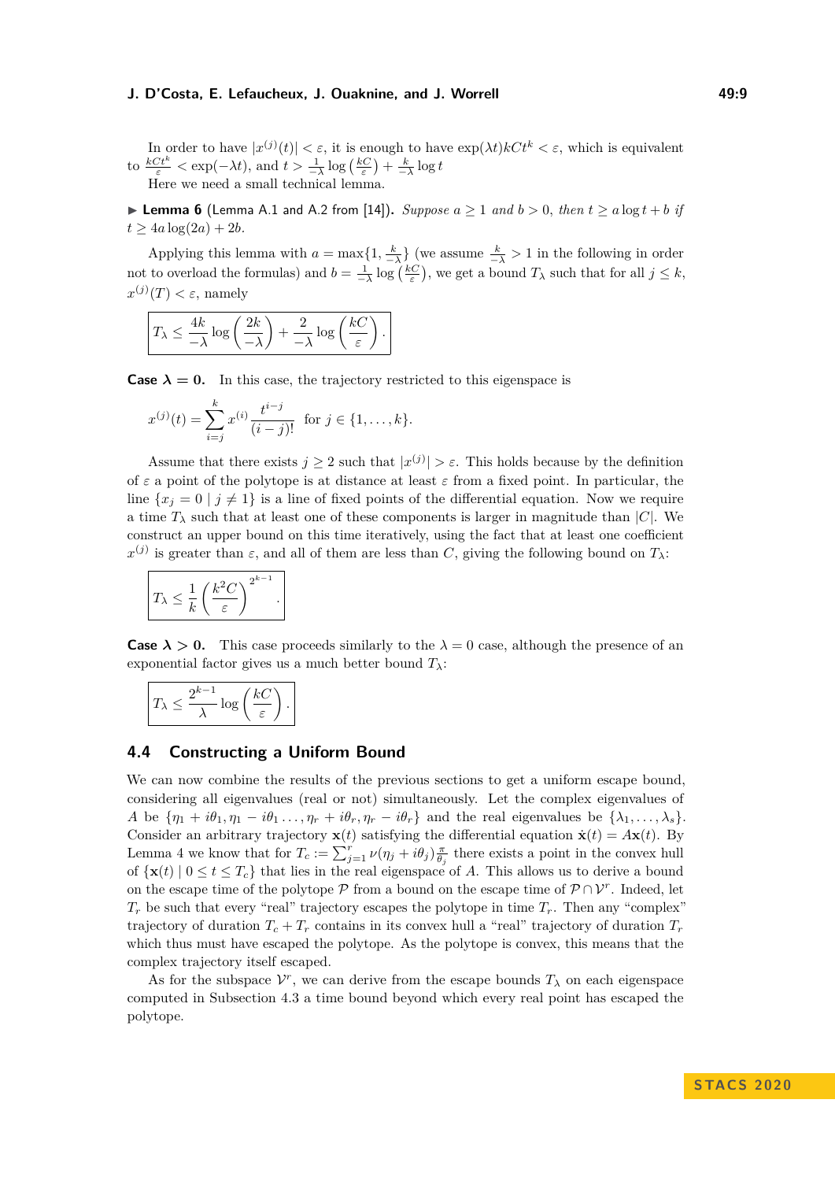In order to have $|x^{(j)}(t)| < \varepsilon$, it is enough to have $\exp(\lambda t)kCt^k < \varepsilon$, which is equivalent to $\frac{kCt^k}{\varepsilon} < \exp(-\lambda t)$, and $t > \frac{1}{-\lambda}\log\left(\frac{kC}{\varepsilon}\right) + \frac{k}{-\lambda}\log t$

Here we need a small technical lemma.

▶ **Lemma 6** (Lemma A.1 and A.2 from [14]). *Suppose $a \geq 1$ and $b > 0$, then $t \geq a\log t + b$ if $t \geq 4a\log(2a) + 2b$.*

Applying this lemma with $a = \max\{1, \frac{k}{-\lambda}\}$ (we assume $\frac{k}{-\lambda} > 1$ in the following in order not to overload the formulas) and $b = \frac{1}{-\lambda}\log\left(\frac{kC}{\varepsilon}\right)$, we get a bound $T_\lambda$ such that for all $j \leq k$, $x^{(j)}(T) < \varepsilon$, namely

$$\boxed{T_\lambda \leq \frac{4k}{-\lambda}\log\left(\frac{2k}{-\lambda}\right) + \frac{2}{-\lambda}\log\left(\frac{kC}{\varepsilon}\right).}$$

**Case $\boldsymbol{\lambda = 0}$.** In this case, the trajectory restricted to this eigenspace is

$$x^{(j)}(t) = \sum_{i=j}^{k} x^{(i)}\frac{t^{i-j}}{(i-j)!} \quad \text{for } j \in \{1, \dots, k\}.$$

Assume that there exists $j \geq 2$ such that $|x^{(j)}| > \varepsilon$. This holds because by the definition of $\varepsilon$ a point of the polytope is at distance at least $\varepsilon$ from a fixed point. In particular, the line $\{x_j = 0 \mid j \neq 1\}$ is a line of fixed points of the differential equation. Now we require a time $T_\lambda$ such that at least one of these components is larger in magnitude than $|C|$. We construct an upper bound on this time iteratively, using the fact that at least one coefficient $x^{(j)}$ is greater than $\varepsilon$, and all of them are less than $C$, giving the following bound on $T_\lambda$:

$$\boxed{T_\lambda \leq \frac{1}{k}\left(\frac{k^2C}{\varepsilon}\right)^{2^{k-1}}.}$$

**Case $\boldsymbol{\lambda > 0}$.** This case proceeds similarly to the $\lambda = 0$ case, although the presence of an exponential factor gives us a much better bound $T_\lambda$:

$$\boxed{T_\lambda \leq \frac{2^{k-1}}{\lambda}\log\left(\frac{kC}{\varepsilon}\right).}$$

## 4.4 Constructing a Uniform Bound

We can now combine the results of the previous sections to get a uniform escape bound, considering all eigenvalues (real or not) simultaneously. Let the complex eigenvalues of $A$ be $\{\eta_1 + i\theta_1, \eta_1 - i\theta_1 \dots, \eta_r + i\theta_r, \eta_r - i\theta_r\}$ and the real eigenvalues be $\{\lambda_1, \dots, \lambda_s\}$. Consider an arbitrary trajectory $\mathbf{x}(t)$ satisfying the differential equation $\dot{\mathbf{x}}(t) = A\mathbf{x}(t)$. By Lemma 4 we know that for $T_c := \sum_{j=1}^{r} \nu(\eta_j + i\theta_j)\frac{\pi}{\theta_j}$ there exists a point in the convex hull of $\{\mathbf{x}(t) \mid 0 \leq t \leq T_c\}$ that lies in the real eigenspace of $A$. This allows us to derive a bound on the escape time of the polytope $\mathcal{P}$ from a bound on the escape time of $\mathcal{P} \cap \mathcal{V}^r$. Indeed, let $T_r$ be such that every "real" trajectory escapes the polytope in time $T_r$. Then any "complex" trajectory of duration $T_c + T_r$ contains in its convex hull a "real" trajectory of duration $T_r$ which thus must have escaped the polytope. As the polytope is convex, this means that the complex trajectory itself escaped.

As for the subspace $\mathcal{V}^r$, we can derive from the escape bounds $T_\lambda$ on each eigenspace computed in Subsection 4.3 a time bound beyond which every real point has escaped the polytope.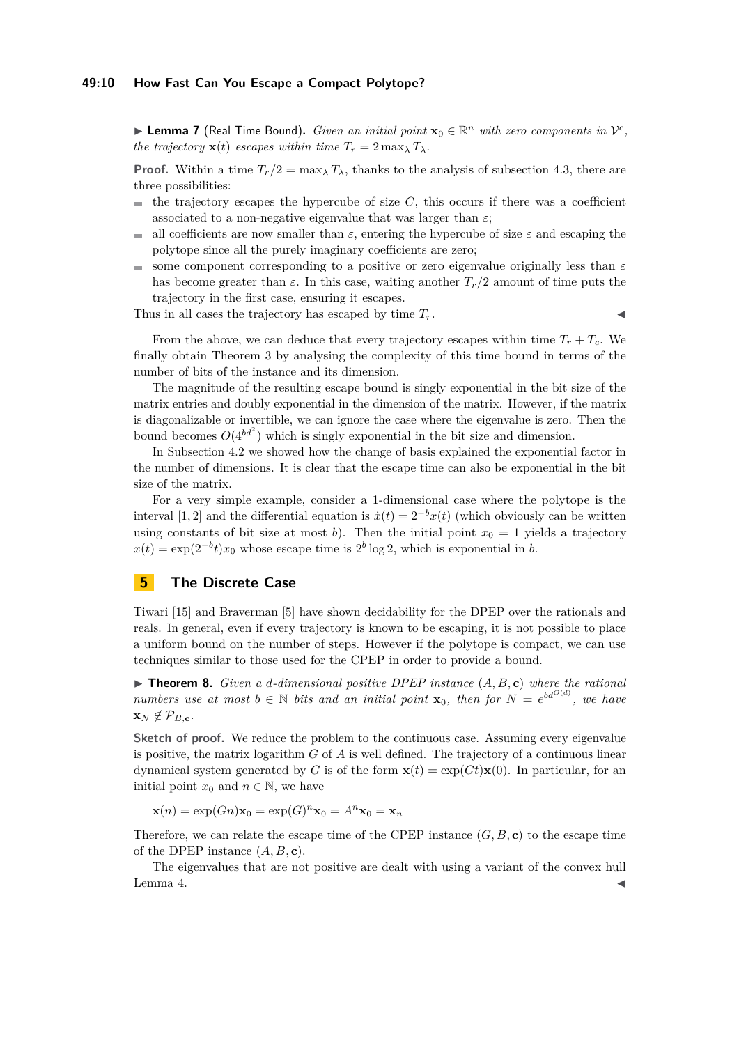▶ **Lemma 7** (Real Time Bound). *Given an initial point $\mathbf{x}_0 \in \mathbb{R}^n$ with zero components in $\mathcal{V}^c$, the trajectory $\mathbf{x}(t)$ escapes within time $T_r = 2\max_\lambda T_\lambda$.*

**Proof.** Within a time $T_r/2 = \max_\lambda T_\lambda$, thanks to the analysis of subsection 4.3, there are three possibilities:

- the trajectory escapes the hypercube of size $C$, this occurs if there was a coefficient associated to a non-negative eigenvalue that was larger than $\varepsilon$;
- all coefficients are now smaller than $\varepsilon$, entering the hypercube of size $\varepsilon$ and escaping the polytope since all the purely imaginary coefficients are zero;
- some component corresponding to a positive or zero eigenvalue originally less than $\varepsilon$ has become greater than $\varepsilon$. In this case, waiting another $T_r/2$ amount of time puts the trajectory in the first case, ensuring it escapes.

Thus in all cases the trajectory has escaped by time $T_r$. ◀

From the above, we can deduce that every trajectory escapes within time $T_r + T_c$. We finally obtain Theorem 3 by analysing the complexity of this time bound in terms of the number of bits of the instance and its dimension.

The magnitude of the resulting escape bound is singly exponential in the bit size of the matrix entries and doubly exponential in the dimension of the matrix. However, if the matrix is diagonalizable or invertible, we can ignore the case where the eigenvalue is zero. Then the bound becomes $O(4^{bd^2})$ which is singly exponential in the bit size and dimension.

In Subsection 4.2 we showed how the change of basis explained the exponential factor in the number of dimensions. It is clear that the escape time can also be exponential in the bit size of the matrix.

For a very simple example, consider a 1-dimensional case where the polytope is the interval $[1, 2]$ and the differential equation is $\dot{x}(t) = 2^{-b}x(t)$ (which obviously can be written using constants of bit size at most $b$). Then the initial point $x_0 = 1$ yields a trajectory $x(t) = \exp(2^{-b}t)x_0$ whose escape time is $2^b \log 2$, which is exponential in $b$.

## 5 The Discrete Case

Tiwari [15] and Braverman [5] have shown decidability for the DPEP over the rationals and reals. In general, even if every trajectory is known to be escaping, it is not possible to place a uniform bound on the number of steps. However if the polytope is compact, we can use techniques similar to those used for the CPEP in order to provide a bound.

▶ **Theorem 8.** *Given a $d$-dimensional positive DPEP instance $(A, B, \mathbf{c})$ where the rational numbers use at most $b \in \mathbb{N}$ bits and an initial point $\mathbf{x}_0$, then for $N = e^{bd^{O(d)}}$, we have $\mathbf{x}_N \notin \mathcal{P}_{B,\mathbf{c}}$.*

**Sketch of proof.** We reduce the problem to the continuous case. Assuming every eigenvalue is positive, the matrix logarithm $G$ of $A$ is well defined. The trajectory of a continuous linear dynamical system generated by $G$ is of the form $\mathbf{x}(t) = \exp(Gt)\mathbf{x}(0)$. In particular, for an initial point $x_0$ and $n \in \mathbb{N}$, we have

$$\mathbf{x}(n) = \exp(Gn)\mathbf{x}_0 = \exp(G)^n\mathbf{x}_0 = A^n\mathbf{x}_0 = \mathbf{x}_n$$

Therefore, we can relate the escape time of the CPEP instance $(G, B, \mathbf{c})$ to the escape time of the DPEP instance $(A, B, \mathbf{c})$.

The eigenvalues that are not positive are dealt with using a variant of the convex hull Lemma 4. ◀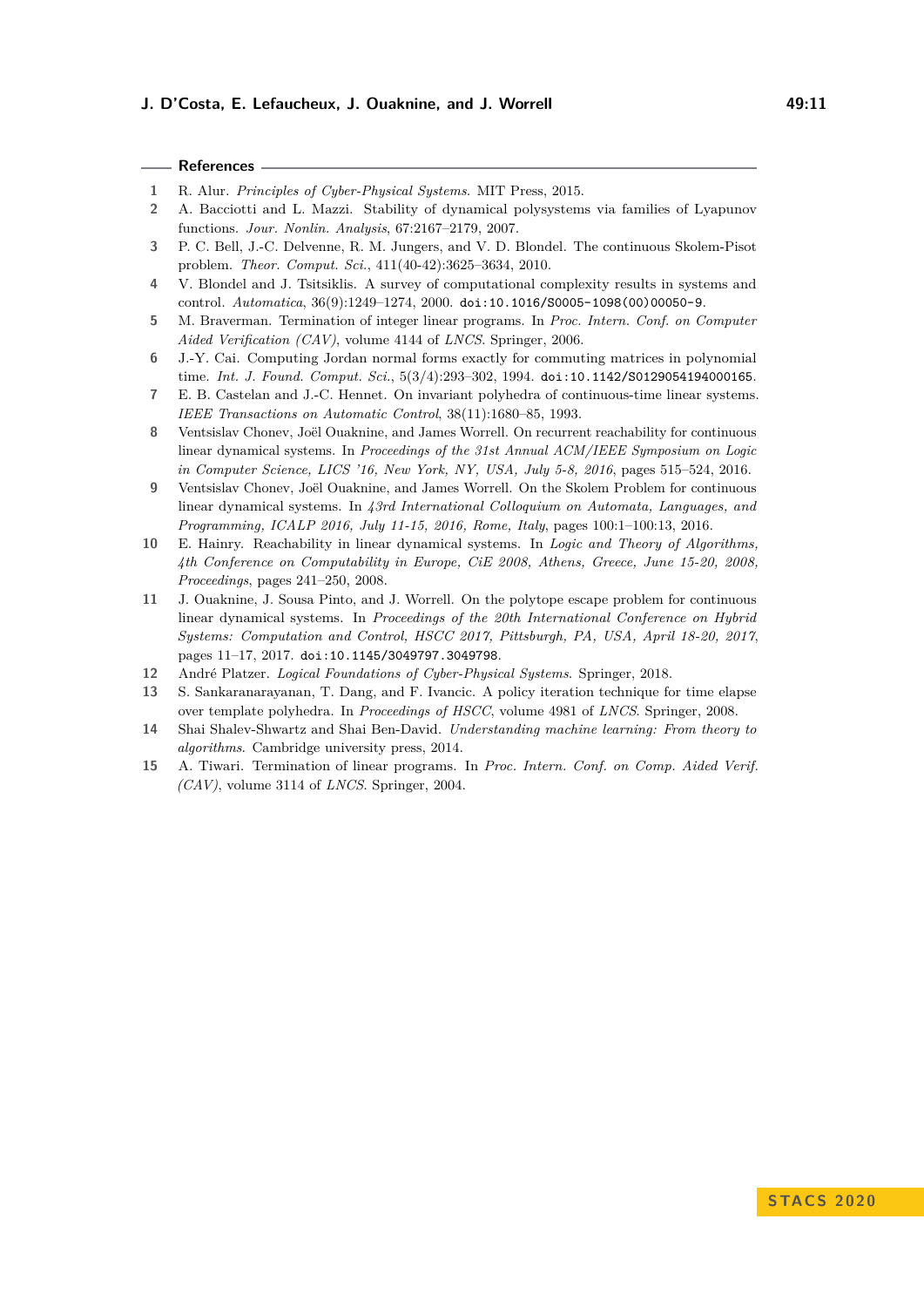## References

1. R. Alur. *Principles of Cyber-Physical Systems*. MIT Press, 2015.
2. A. Bacciotti and L. Mazzi. Stability of dynamical polysystems via families of Lyapunov functions. *Jour. Nonlin. Analysis*, 67:2167–2179, 2007.
3. P. C. Bell, J.-C. Delvenne, R. M. Jungers, and V. D. Blondel. The continuous Skolem-Pisot problem. *Theor. Comput. Sci.*, 411(40-42):3625–3634, 2010.
4. V. Blondel and J. Tsitsiklis. A survey of computational complexity results in systems and control. *Automatica*, 36(9):1249–1274, 2000. doi:10.1016/S0005-1098(00)00050-9.
5. M. Braverman. Termination of integer linear programs. In *Proc. Intern. Conf. on Computer Aided Verification (CAV)*, volume 4144 of *LNCS*. Springer, 2006.
6. J.-Y. Cai. Computing Jordan normal forms exactly for commuting matrices in polynomial time. *Int. J. Found. Comput. Sci.*, 5(3/4):293–302, 1994. doi:10.1142/S0129054194000165.
7. E. B. Castelan and J.-C. Hennet. On invariant polyhedra of continuous-time linear systems. *IEEE Transactions on Automatic Control*, 38(11):1680–85, 1993.
8. Ventsislav Chonev, Joël Ouaknine, and James Worrell. On recurrent reachability for continuous linear dynamical systems. In *Proceedings of the 31st Annual ACM/IEEE Symposium on Logic in Computer Science, LICS '16, New York, NY, USA, July 5-8, 2016*, pages 515–524, 2016.
9. Ventsislav Chonev, Joël Ouaknine, and James Worrell. On the Skolem Problem for continuous linear dynamical systems. In *43rd International Colloquium on Automata, Languages, and Programming, ICALP 2016, July 11-15, 2016, Rome, Italy*, pages 100:1–100:13, 2016.
10. E. Hainry. Reachability in linear dynamical systems. In *Logic and Theory of Algorithms, 4th Conference on Computability in Europe, CiE 2008, Athens, Greece, June 15-20, 2008, Proceedings*, pages 241–250, 2008.
11. J. Ouaknine, J. Sousa Pinto, and J. Worrell. On the polytope escape problem for continuous linear dynamical systems. In *Proceedings of the 20th International Conference on Hybrid Systems: Computation and Control, HSCC 2017, Pittsburgh, PA, USA, April 18-20, 2017*, pages 11–17, 2017. doi:10.1145/3049797.3049798.
12. André Platzer. *Logical Foundations of Cyber-Physical Systems*. Springer, 2018.
13. S. Sankaranarayanan, T. Dang, and F. Ivancic. A policy iteration technique for time elapse over template polyhedra. In *Proceedings of HSCC*, volume 4981 of *LNCS*. Springer, 2008.
14. Shai Shalev-Shwartz and Shai Ben-David. *Understanding machine learning: From theory to algorithms*. Cambridge university press, 2014.
15. A. Tiwari. Termination of linear programs. In *Proc. Intern. Conf. on Comp. Aided Verif. (CAV)*, volume 3114 of *LNCS*. Springer, 2004.